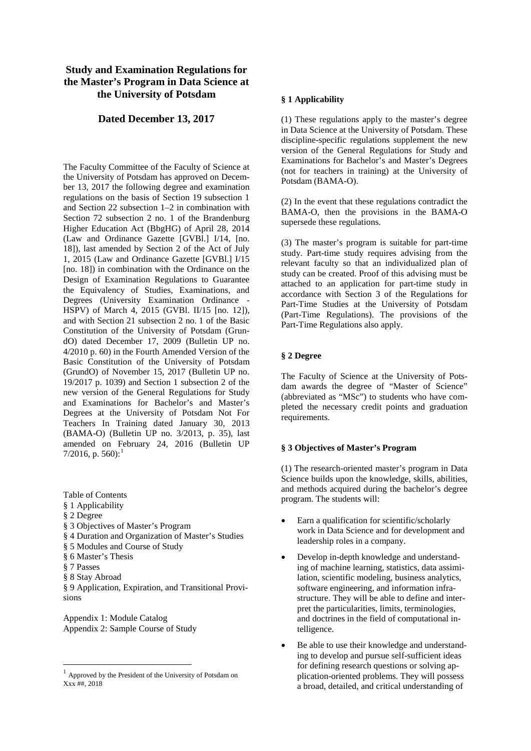# Study and Examination Regulations for the Master's Program in Data Science at the University of Potsdam

## Dated December 13, 2017

The Faculty Committee of the Faculty of Science at the University of Potsdam has approved on December 13, 2017 the following degree and examination regulations on the basis of Section 19 subsection 1 and Section 22 subsection 1–2 in combination with Section 72 subsection 2 no. 1 of the Brandenburg Higher Education Act (BbgHG) of April 28, 2014 (Law and Ordinance Gazette [GVBl.] I/14, [no. 18]), last amended by Section 2 of the Act of July 1, 2015 (Law and Ordinance Gazette [GVBl.] I/15 [no. 18]) in combination with the Ordinance on the Design of Examination Regulations to Guarantee the Equivalency of Studies, Examinations, and Degrees (University Examination Ordinance - HSPV) of March 4, 2015 (GVBl. II/15 [no. 12]), and with Section 21 subsection 2 no. 1 of the Basic Constitution of the University of Potsdam (GrundO) dated December 17, 2009 (Bulletin UP no. 4/2010 p. 60) in the Fourth Amended Version of the Basic Constitution of the University of Potsdam (GrundO) of November 15, 2017 (Bulletin UP no. 19/2017 p. 1039) and Section 1 subsection 2 of the new version of the General Regulations for Study and Examinations for Bachelor's and Master's Degrees at the University of Potsdam Not For Teachers In Training dated January 30, 2013 (BAMA-O) (Bulletin UP no. 3/2013, p. 35), last amended on February 24, 2016 (Bulletin UP 7/2016, p. 560):[1]

Table of Contents
§ 1 Applicability
§ 2 Degree
§ 3 Objectives of Master's Program
§ 4 Duration and Organization of Master's Studies
§ 5 Modules and Course of Study
§ 6 Master's Thesis
§ 7 Passes
§ 8 Stay Abroad
§ 9 Application, Expiration, and Transitional Provisions

Appendix 1: Module Catalog
Appendix 2: Sample Course of Study

[1] Approved by the President of the University of Potsdam on Xxx ##, 2018

### § 1 Applicability

(1) These regulations apply to the master's degree in Data Science at the University of Potsdam. These discipline-specific regulations supplement the new version of the General Regulations for Study and Examinations for Bachelor's and Master's Degrees (not for teachers in training) at the University of Potsdam (BAMA-O).

(2) In the event that these regulations contradict the BAMA-O, then the provisions in the BAMA-O supersede these regulations.

(3) The master's program is suitable for part-time study. Part-time study requires advising from the relevant faculty so that an individualized plan of study can be created. Proof of this advising must be attached to an application for part-time study in accordance with Section 3 of the Regulations for Part-Time Studies at the University of Potsdam (Part-Time Regulations). The provisions of the Part-Time Regulations also apply.

### § 2 Degree

The Faculty of Science at the University of Potsdam awards the degree of "Master of Science" (abbreviated as "MSc") to students who have completed the necessary credit points and graduation requirements.

### § 3 Objectives of Master's Program

(1) The research-oriented master's program in Data Science builds upon the knowledge, skills, abilities, and methods acquired during the bachelor's degree program. The students will:

- Earn a qualification for scientific/scholarly work in Data Science and for development and leadership roles in a company.
- Develop in-depth knowledge and understanding of machine learning, statistics, data assimilation, scientific modeling, business analytics, software engineering, and information infrastructure. They will be able to define and interpret the particularities, limits, terminologies, and doctrines in the field of computational intelligence.
- Be able to use their knowledge and understanding to develop and pursue self-sufficient ideas for defining research questions or solving application-oriented problems. They will possess a broad, detailed, and critical understanding of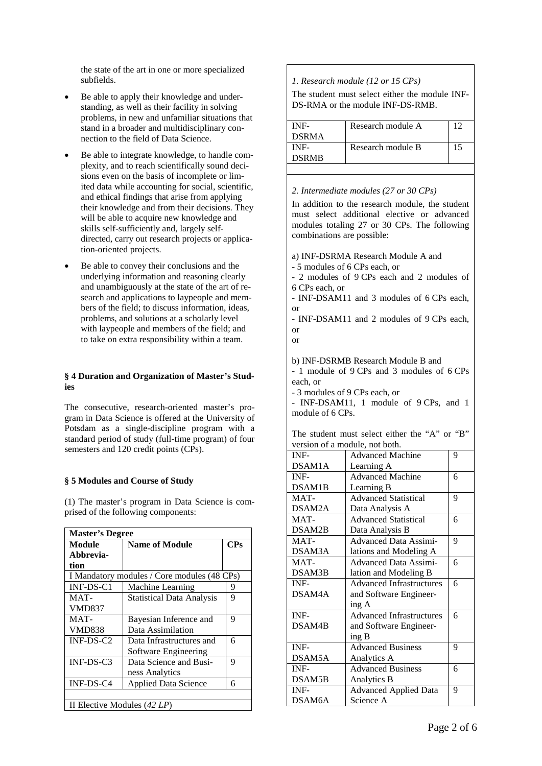the state of the art in one or more specialized subfields.

- Be able to apply their knowledge and understanding, as well as their facility in solving problems, in new and unfamiliar situations that stand in a broader and multidisciplinary connection to the field of Data Science.
- Be able to integrate knowledge, to handle complexity, and to reach scientifically sound decisions even on the basis of incomplete or limited data while accounting for social, scientific, and ethical findings that arise from applying their knowledge and from their decisions. They will be able to acquire new knowledge and skills self-sufficiently and, largely self-directed, carry out research projects or application-oriented projects.
- Be able to convey their conclusions and the underlying information and reasoning clearly and unambiguously at the state of the art of research and applications to laypeople and members of the field; to discuss information, ideas, problems, and solutions at a scholarly level with laypeople and members of the field; and to take on extra responsibility within a team.

### § 4 Duration and Organization of Master's Studies

The consecutive, research-oriented master's program in Data Science is offered at the University of Potsdam as a single-discipline program with a standard period of study (full-time program) of four semesters and 120 credit points (CPs).

### § 5 Modules and Course of Study

(1) The master's program in Data Science is comprised of the following components:

| **Master's Degree** | | |
|---|---|---|
| **Module Abbreviation** | **Name of Module** | **CPs** |
| I Mandatory modules / Core modules (48 CPs) | | |
| INF-DS-C1 | Machine Learning | 9 |
| MAT-VMD837 | Statistical Data Analysis | 9 |
| MAT-VMD838 | Bayesian Inference and Data Assimilation | 9 |
| INF-DS-C2 | Data Infrastructures and Software Engineering | 6 |
| INF-DS-C3 | Data Science and Business Analytics | 9 |
| INF-DS-C4 | Applied Data Science | 6 |
| | | |
| II Elective Modules (*42 LP*) | | |

*1. Research module (12 or 15 CPs)*

The student must select either the module INF-DS-RMA or the module INF-DS-RMB.

| | | |
|---|---|---|
| INF-DSRMA | Research module A | 12 |
| INF-DSRMB | Research module B | 15 |

*2. Intermediate modules (27 or 30 CPs)*

In addition to the research module, the student must select additional elective or advanced modules totaling 27 or 30 CPs. The following combinations are possible:

a) INF-DSRMA Research Module A and
- 5 modules of 6 CPs each, or
- 2 modules of 9 CPs each and 2 modules of 6 CPs each, or
- INF-DSAM11 and 3 modules of 6 CPs each, or
- INF-DSAM11 and 2 modules of 9 CPs each, or

or

b) INF-DSRMB Research Module B and
- 1 module of 9 CPs and 3 modules of 6 CPs each, or
- 3 modules of 9 CPs each, or
- INF-DSAM11, 1 module of 9 CPs, and 1 module of 6 CPs.

The student must select either the "A" or "B" version of a module, not both.

| | | |
|---|---|---|
| INF-DSAM1A | Advanced Machine Learning A | 9 |
| INF-DSAM1B | Advanced Machine Learning B | 6 |
| MAT-DSAM2A | Advanced Statistical Data Analysis A | 9 |
| MAT-DSAM2B | Advanced Statistical Data Analysis B | 6 |
| MAT-DSAM3A | Advanced Data Assimilations and Modeling A | 9 |
| MAT-DSAM3B | Advanced Data Assimilation and Modeling B | 6 |
| INF-DSAM4A | Advanced Infrastructures and Software Engineering A | 6 |
| INF-DSAM4B | Advanced Infrastructures and Software Engineering B | 6 |
| INF-DSAM5A | Advanced Business Analytics A | 9 |
| INF-DSAM5B | Advanced Business Analytics B | 6 |
| INF-DSAM6A | Advanced Applied Data Science A | 9 |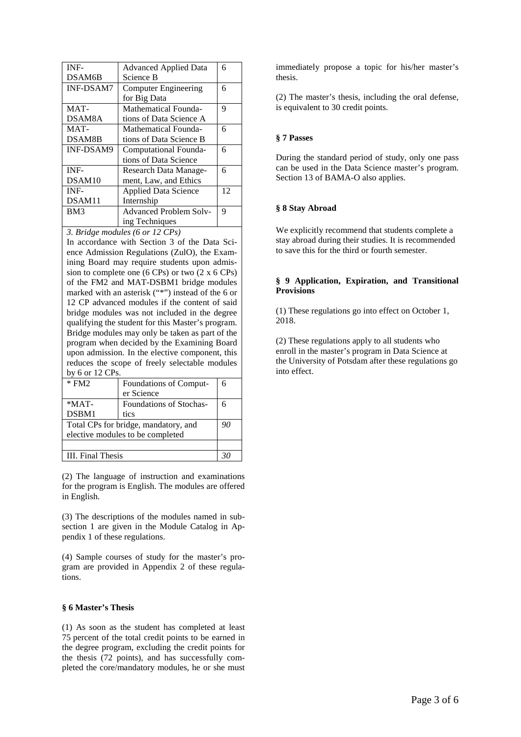| | | |
|---|---|---|
| INF-DSAM6B | Advanced Applied Data Science B | 6 |
| INF-DSAM7 | Computer Engineering for Big Data | 6 |
| MAT-DSAM8A | Mathematical Foundations of Data Science A | 9 |
| MAT-DSAM8B | Mathematical Foundations of Data Science B | 6 |
| INF-DSAM9 | Computational Foundations of Data Science | 6 |
| INF-DSAM10 | Research Data Management, Law, and Ethics | 6 |
| INF-DSAM11 | Applied Data Science Internship | 12 |
| BM3 | Advanced Problem Solving Techniques | 9 |
| *3. Bridge modules (6 or 12 CPs)*<br>In accordance with Section 3 of the Data Science Admission Regulations (ZulO), the Examining Board may require students upon admission to complete one (6 CPs) or two (2 x 6 CPs) of the FM2 and MAT-DSBM1 bridge modules marked with an asterisk ("*") instead of the 6 or 12 CP advanced modules if the content of said bridge modules was not included in the degree qualifying the student for this Master's program. Bridge modules may only be taken as part of the program when decided by the Examining Board upon admission. In the elective component, this reduces the scope of freely selectable modules by 6 or 12 CPs. | | |
| * FM2 | Foundations of Computer Science | 6 |
| *MAT-DSBM1 | Foundations of Stochastics | 6 |
| Total CPs for bridge, mandatory, and elective modules to be completed | | *90* |
| | | |
| III. Final Thesis | | *30* |

(2) The language of instruction and examinations for the program is English. The modules are offered in English.

(3) The descriptions of the modules named in subsection 1 are given in the Module Catalog in Appendix 1 of these regulations.

(4) Sample courses of study for the master's program are provided in Appendix 2 of these regulations.

#### § 6 Master's Thesis

(1) As soon as the student has completed at least 75 percent of the total credit points to be earned in the degree program, excluding the credit points for the thesis (72 points), and has successfully completed the core/mandatory modules, he or she must immediately propose a topic for his/her master's thesis.

(2) The master's thesis, including the oral defense, is equivalent to 30 credit points.

#### § 7 Passes

During the standard period of study, only one pass can be used in the Data Science master's program. Section 13 of BAMA-O also applies.

#### § 8 Stay Abroad

We explicitly recommend that students complete a stay abroad during their studies. It is recommended to save this for the third or fourth semester.

#### § 9 Application, Expiration, and Transitional Provisions

(1) These regulations go into effect on October 1, 2018.

(2) These regulations apply to all students who enroll in the master's program in Data Science at the University of Potsdam after these regulations go into effect.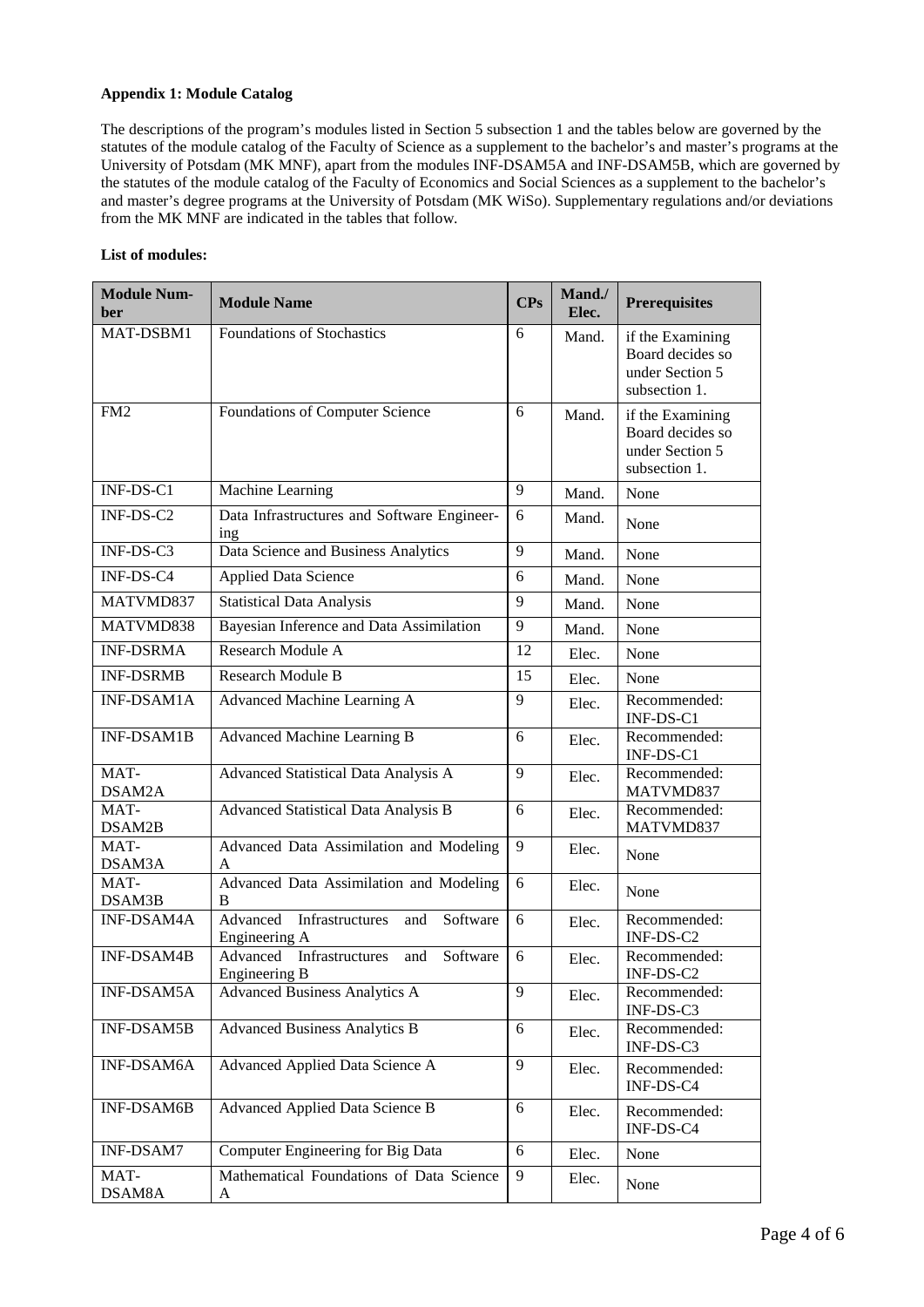**Appendix 1: Module Catalog**

The descriptions of the program's modules listed in Section 5 subsection 1 and the tables below are governed by the statutes of the module catalog of the Faculty of Science as a supplement to the bachelor's and master's programs at the University of Potsdam (MK MNF), apart from the modules INF-DSAM5A and INF-DSAM5B, which are governed by the statutes of the module catalog of the Faculty of Economics and Social Sciences as a supplement to the bachelor's and master's degree programs at the University of Potsdam (MK WiSo). Supplementary regulations and/or deviations from the MK MNF are indicated in the tables that follow.

**List of modules:**

| Module Number | Module Name | CPs | Mand./ Elec. | Prerequisites |
|---|---|---|---|---|
| MAT-DSBM1 | Foundations of Stochastics | 6 | Mand. | if the Examining Board decides so under Section 5 subsection 1. |
| FM2 | Foundations of Computer Science | 6 | Mand. | if the Examining Board decides so under Section 5 subsection 1. |
| INF-DS-C1 | Machine Learning | 9 | Mand. | None |
| INF-DS-C2 | Data Infrastructures and Software Engineering | 6 | Mand. | None |
| INF-DS-C3 | Data Science and Business Analytics | 9 | Mand. | None |
| INF-DS-C4 | Applied Data Science | 6 | Mand. | None |
| MATVMD837 | Statistical Data Analysis | 9 | Mand. | None |
| MATVMD838 | Bayesian Inference and Data Assimilation | 9 | Mand. | None |
| INF-DSRMA | Research Module A | 12 | Elec. | None |
| INF-DSRMB | Research Module B | 15 | Elec. | None |
| INF-DSAM1A | Advanced Machine Learning A | 9 | Elec. | Recommended: INF-DS-C1 |
| INF-DSAM1B | Advanced Machine Learning B | 6 | Elec. | Recommended: INF-DS-C1 |
| MAT-DSAM2A | Advanced Statistical Data Analysis A | 9 | Elec. | Recommended: MATVMD837 |
| MAT-DSAM2B | Advanced Statistical Data Analysis B | 6 | Elec. | Recommended: MATVMD837 |
| MAT-DSAM3A | Advanced Data Assimilation and Modeling A | 9 | Elec. | None |
| MAT-DSAM3B | Advanced Data Assimilation and Modeling B | 6 | Elec. | None |
| INF-DSAM4A | Advanced Infrastructures and Software Engineering A | 6 | Elec. | Recommended: INF-DS-C2 |
| INF-DSAM4B | Advanced Infrastructures and Software Engineering B | 6 | Elec. | Recommended: INF-DS-C2 |
| INF-DSAM5A | Advanced Business Analytics A | 9 | Elec. | Recommended: INF-DS-C3 |
| INF-DSAM5B | Advanced Business Analytics B | 6 | Elec. | Recommended: INF-DS-C3 |
| INF-DSAM6A | Advanced Applied Data Science A | 9 | Elec. | Recommended: INF-DS-C4 |
| INF-DSAM6B | Advanced Applied Data Science B | 6 | Elec. | Recommended: INF-DS-C4 |
| INF-DSAM7 | Computer Engineering for Big Data | 6 | Elec. | None |
| MAT-DSAM8A | Mathematical Foundations of Data Science A | 9 | Elec. | None |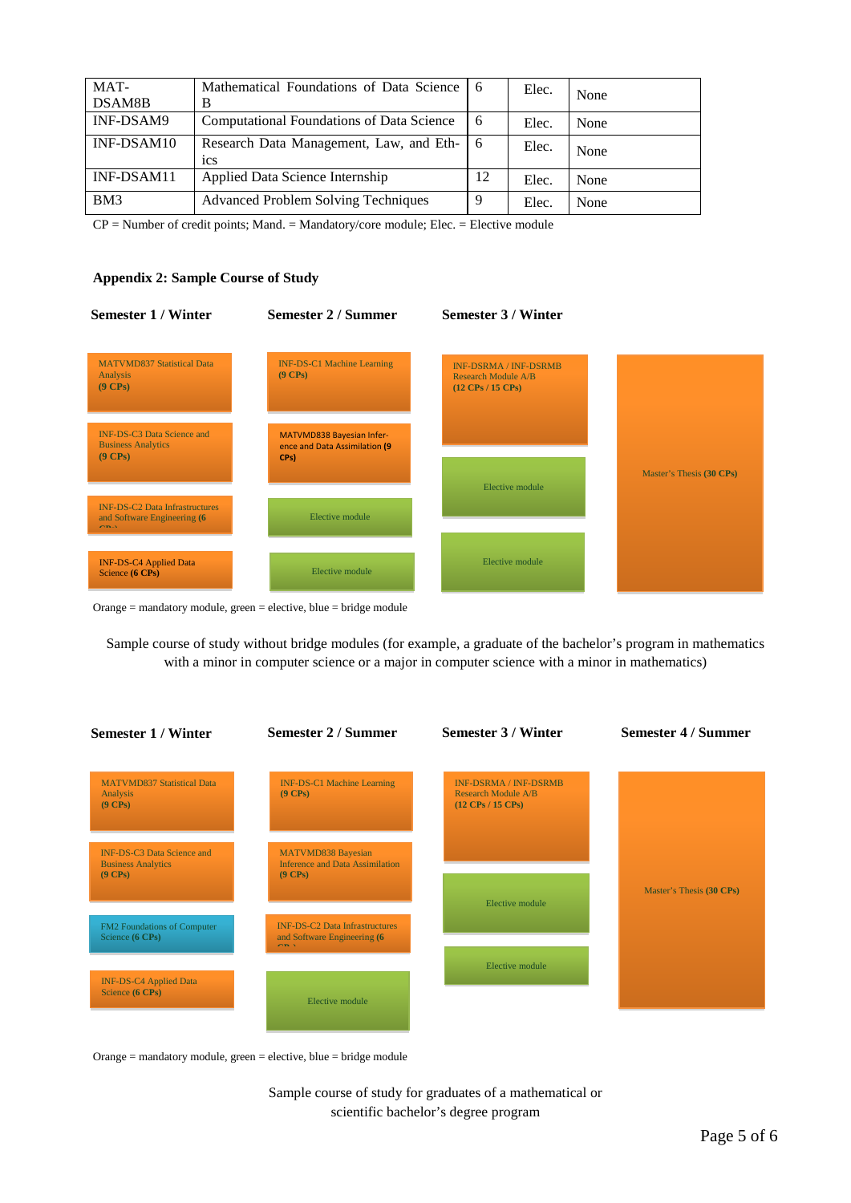| | | | | |
|---|---|---|---|---|
| MAT-DSAM8B | Mathematical Foundations of Data Science B | 6 | Elec. | None |
| INF-DSAM9 | Computational Foundations of Data Science | 6 | Elec. | None |
| INF-DSAM10 | Research Data Management, Law, and Ethics | 6 | Elec. | None |
| INF-DSAM11 | Applied Data Science Internship | 12 | Elec. | None |
| BM3 | Advanced Problem Solving Techniques | 9 | Elec. | None |

CP = Number of credit points; Mand. = Mandatory/core module; Elec. = Elective module

**Appendix 2: Sample Course of Study**

| Semester 1 / Winter | Semester 2 / Summer | Semester 3 / Winter | |
|---|---|---|---|
| MATVMD837 Statistical Data Analysis **(9 CPs)** | INF-DS-C1 Machine Learning **(9 CPs)** | INF-DSRMA / INF-DSRMB Research Module A/B **(12 CPs / 15 CPs)** | Master's Thesis **(30 CPs)** |
| INF-DS-C3 Data Science and Business Analytics **(9 CPs)** | MATVMD838 Bayesian Inference and Data Assimilation **(9 CPs)** | Elective module | |
| INF-DS-C2 Data Infrastructures and Software Engineering **(6 CPs)** | Elective module | Elective module | |
| INF-DS-C4 Applied Data Science **(6 CPs)** | Elective module | | |

Orange = mandatory module, green = elective, blue = bridge module

Sample course of study without bridge modules (for example, a graduate of the bachelor's program in mathematics with a minor in computer science or a major in computer science with a minor in mathematics)

| Semester 1 / Winter | Semester 2 / Summer | Semester 3 / Winter | Semester 4 / Summer |
|---|---|---|---|
| MATVMD837 Statistical Data Analysis **(9 CPs)** | INF-DS-C1 Machine Learning **(9 CPs)** | INF-DSRMA / INF-DSRMB Research Module A/B **(12 CPs / 15 CPs)** | Master's Thesis **(30 CPs)** |
| INF-DS-C3 Data Science and Business Analytics **(9 CPs)** | MATVMD838 Bayesian Inference and Data Assimilation **(9 CPs)** | Elective module | |
| FM2 Foundations of Computer Science **(6 CPs)** | INF-DS-C2 Data Infrastructures and Software Engineering **(6 CPs)** | Elective module | |
| INF-DS-C4 Applied Data Science **(6 CPs)** | Elective module | | |

Orange = mandatory module, green = elective, blue = bridge module

Sample course of study for graduates of a mathematical or scientific bachelor's degree program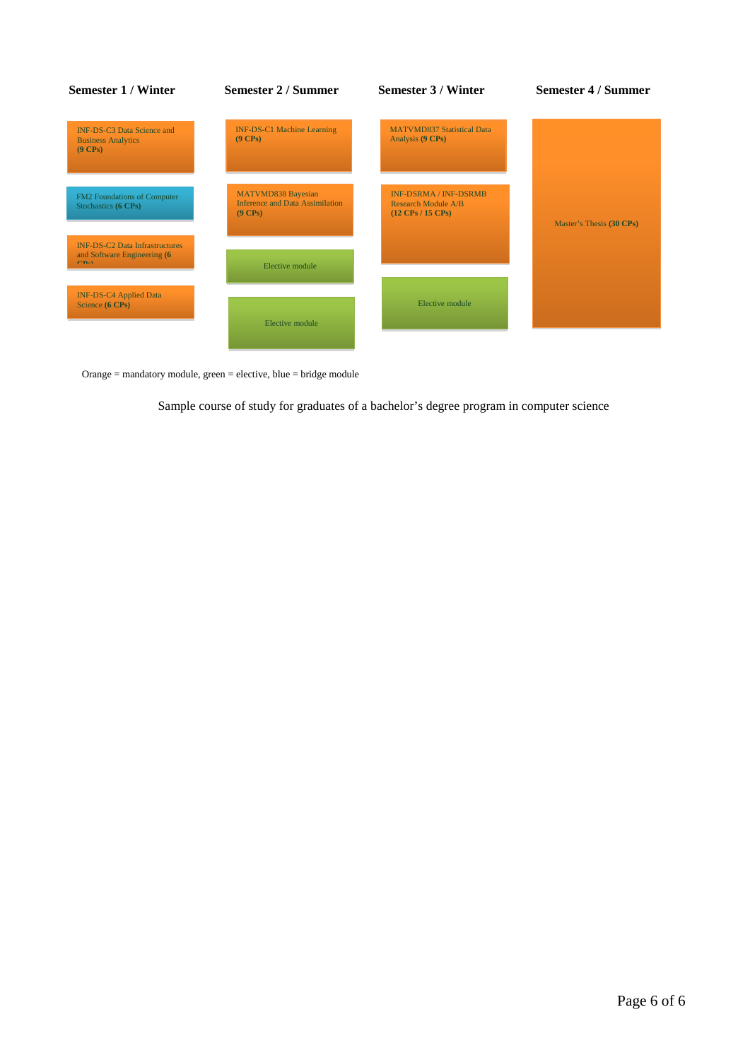| Semester 1 / Winter | Semester 2 / Summer | Semester 3 / Winter | Semester 4 / Summer |
|---|---|---|---|
| INF-DS-C3 Data Science and Business Analytics **(9 CPs)** | INF-DS-C1 Machine Learning **(9 CPs)** | MATVMD837 Statistical Data Analysis **(9 CPs)** | Master's Thesis **(30 CPs)** |
| FM2 Foundations of Computer Stochastics **(6 CPs)** | MATVMD838 Bayesian Inference and Data Assimilation **(9 CPs)** | INF-DSRMA / INF-DSRMB Research Module A/B **(12 CPs / 15 CPs)** | |
| INF-DS-C2 Data Infrastructures and Software Engineering **(6 CPs)** | Elective module | Elective module | |
| INF-DS-C4 Applied Data Science **(6 CPs)** | Elective module | | |

Orange = mandatory module, green = elective, blue = bridge module

Sample course of study for graduates of a bachelor's degree program in computer science